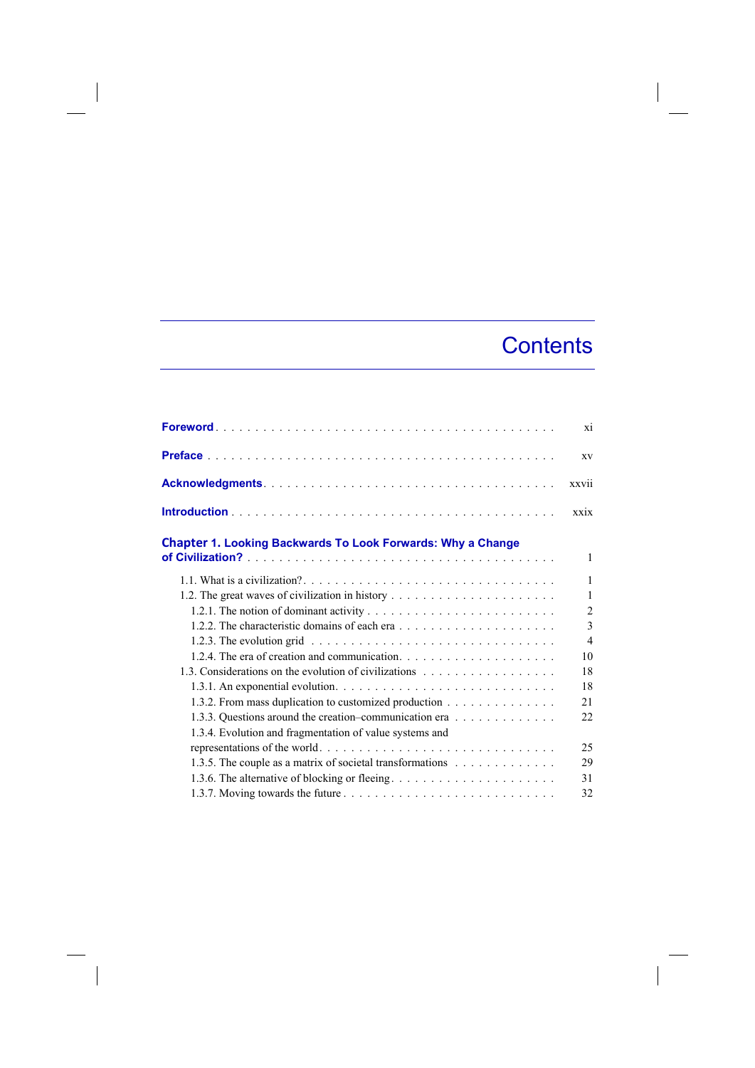# Contents

**Foreword** . . . . . . . . . . . . . . . . . . . . . . . . . . . . . . . . . . . . . . . . . . xi

**Preface** . . . . . . . . . . . . . . . . . . . . . . . . . . . . . . . . . . . . . . . . . . . xv

**Acknowledgments** . . . . . . . . . . . . . . . . . . . . . . . . . . . . . . . . . . . . xxvii

**Introduction** . . . . . . . . . . . . . . . . . . . . . . . . . . . . . . . . . . . . . . . . xxix

**Chapter 1. Looking Backwards To Look Forwards: Why a Change of Civilization?** . . . . . . . . . . . . . . . . . . . . . . . . . . . . . . . . . . 1

- 1.1. What is a civilization? . . . . . . . . . . . . . . . . . . . . . . . . . . . . . . . 1
- 1.2. The great waves of civilization in history . . . . . . . . . . . . . . . . . . . . . 1
  - 1.2.1. The notion of dominant activity . . . . . . . . . . . . . . . . . . . . . . . 2
  - 1.2.2. The characteristic domains of each era . . . . . . . . . . . . . . . . . . . 3
  - 1.2.3. The evolution grid . . . . . . . . . . . . . . . . . . . . . . . . . . . . . . 4
  - 1.2.4. The era of creation and communication . . . . . . . . . . . . . . . . . . . 10
- 1.3. Considerations on the evolution of civilizations . . . . . . . . . . . . . . . . . 18
  - 1.3.1. An exponential evolution . . . . . . . . . . . . . . . . . . . . . . . . . . 18
  - 1.3.2. From mass duplication to customized production . . . . . . . . . . . . . 21
  - 1.3.3. Questions around the creation–communication era . . . . . . . . . . . . 22
  - 1.3.4. Evolution and fragmentation of value systems and representations of the world . . . . . . . . . . . . . . . . . . . . . . . . . . . . 25
  - 1.3.5. The couple as a matrix of societal transformations . . . . . . . . . . . . 29
  - 1.3.6. The alternative of blocking or fleeing . . . . . . . . . . . . . . . . . . . . 31
  - 1.3.7. Moving towards the future . . . . . . . . . . . . . . . . . . . . . . . . . . 32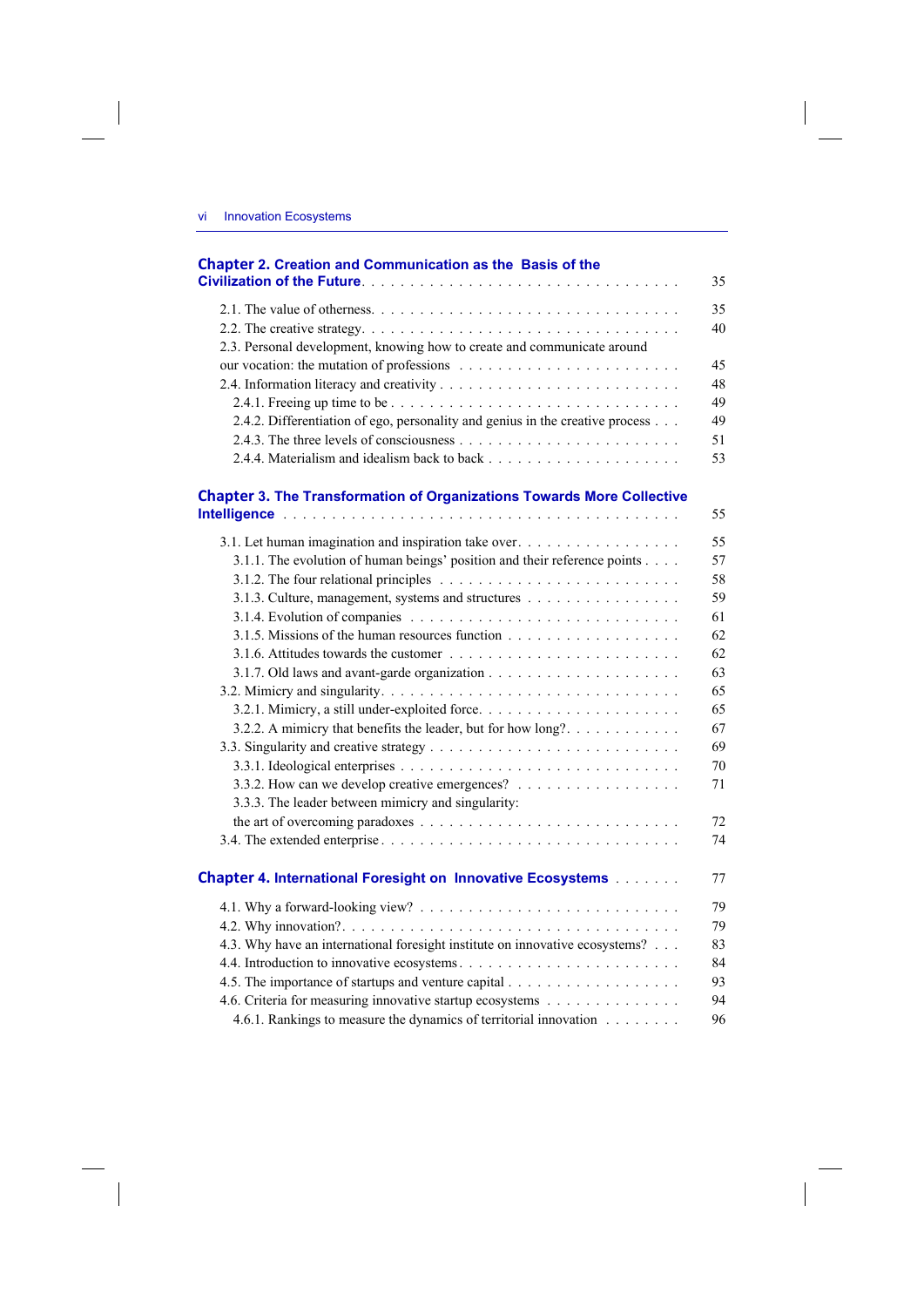**Chapter 2. Creation and Communication as the Basis of the Civilization of the Future** 35

2.1. The value of otherness 35
2.2. The creative strategy 40
2.3. Personal development, knowing how to create and communicate around our vocation: the mutation of professions 45
2.4. Information literacy and creativity 48
2.4.1. Freeing up time to be 49
2.4.2. Differentiation of ego, personality and genius in the creative process 49
2.4.3. The three levels of consciousness 51
2.4.4. Materialism and idealism back to back 53

**Chapter 3. The Transformation of Organizations Towards More Collective Intelligence** 55

3.1. Let human imagination and inspiration take over 55
3.1.1. The evolution of human beings' position and their reference points 57
3.1.2. The four relational principles 58
3.1.3. Culture, management, systems and structures 59
3.1.4. Evolution of companies 61
3.1.5. Missions of the human resources function 62
3.1.6. Attitudes towards the customer 62
3.1.7. Old laws and avant-garde organization 63
3.2. Mimicry and singularity 65
3.2.1. Mimicry, a still under-exploited force 65
3.2.2. A mimicry that benefits the leader, but for how long? 67
3.3. Singularity and creative strategy 69
3.3.1. Ideological enterprises 70
3.3.2. How can we develop creative emergences? 71
3.3.3. The leader between mimicry and singularity: the art of overcoming paradoxes 72
3.4. The extended enterprise 74

**Chapter 4. International Foresight on Innovative Ecosystems** 77

4.1. Why a forward-looking view? 79
4.2. Why innovation? 79
4.3. Why have an international foresight institute on innovative ecosystems? 83
4.4. Introduction to innovative ecosystems 84
4.5. The importance of startups and venture capital 93
4.6. Criteria for measuring innovative startup ecosystems 94
4.6.1. Rankings to measure the dynamics of territorial innovation 96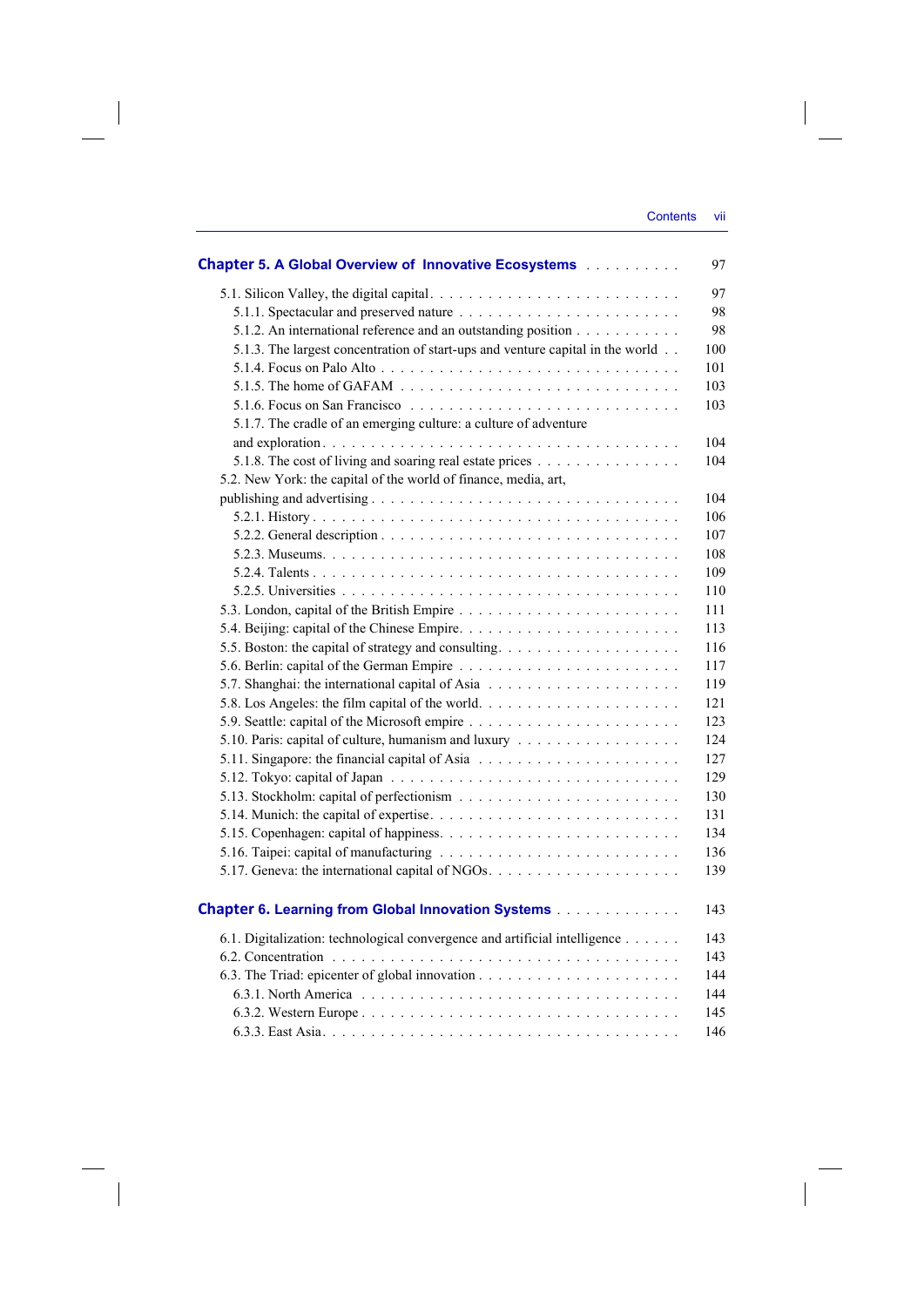**Chapter 5. A Global Overview of Innovative Ecosystems** . . . . . . . . . . 97

5.1. Silicon Valley, the digital capital . . . . . . . . . . . . . . . . . . . . . . . . . 97
- 5.1.1. Spectacular and preserved nature . . . . . . . . . . . . . . . . . . . . . . 98
- 5.1.2. An international reference and an outstanding position . . . . . . . . . . 98
- 5.1.3. The largest concentration of start-ups and venture capital in the world . . 100
- 5.1.4. Focus on Palo Alto . . . . . . . . . . . . . . . . . . . . . . . . . . . 101
- 5.1.5. The home of GAFAM . . . . . . . . . . . . . . . . . . . . . . . . . . 103
- 5.1.6. Focus on San Francisco . . . . . . . . . . . . . . . . . . . . . . . . . 103
- 5.1.7. The cradle of an emerging culture: a culture of adventure and exploration . . . . . . . . . . . . . . . . . . . . . . . . . . . . . . . . . 104
- 5.1.8. The cost of living and soaring real estate prices . . . . . . . . . . . . . 104

5.2. New York: the capital of the world of finance, media, art, publishing and advertising . . . . . . . . . . . . . . . . . . . . . . . . . . . . . 104
- 5.2.1. History . . . . . . . . . . . . . . . . . . . . . . . . . . . . . . . . . . 106
- 5.2.2. General description . . . . . . . . . . . . . . . . . . . . . . . . . . . . 107
- 5.2.3. Museums . . . . . . . . . . . . . . . . . . . . . . . . . . . . . . . . . 108
- 5.2.4. Talents . . . . . . . . . . . . . . . . . . . . . . . . . . . . . . . . . . 109
- 5.2.5. Universities . . . . . . . . . . . . . . . . . . . . . . . . . . . . . . . . 110

5.3. London, capital of the British Empire . . . . . . . . . . . . . . . . . . . . . . 111

5.4. Beijing: capital of the Chinese Empire . . . . . . . . . . . . . . . . . . . . . . 113

5.5. Boston: the capital of strategy and consulting . . . . . . . . . . . . . . . . . . 116

5.6. Berlin: capital of the German Empire . . . . . . . . . . . . . . . . . . . . . . 117

5.7. Shanghai: the international capital of Asia . . . . . . . . . . . . . . . . . . . 119

5.8. Los Angeles: the film capital of the world . . . . . . . . . . . . . . . . . . . . 121

5.9. Seattle: capital of the Microsoft empire . . . . . . . . . . . . . . . . . . . . . 123

5.10. Paris: capital of culture, humanism and luxury . . . . . . . . . . . . . . . . 124

5.11. Singapore: the financial capital of Asia . . . . . . . . . . . . . . . . . . . . 127

5.12. Tokyo: capital of Japan . . . . . . . . . . . . . . . . . . . . . . . . . . . . 129

5.13. Stockholm: capital of perfectionism . . . . . . . . . . . . . . . . . . . . . . 130

5.14. Munich: the capital of expertise . . . . . . . . . . . . . . . . . . . . . . . . 131

5.15. Copenhagen: capital of happiness . . . . . . . . . . . . . . . . . . . . . . . 134

5.16. Taipei: capital of manufacturing . . . . . . . . . . . . . . . . . . . . . . . . 136

5.17. Geneva: the international capital of NGOs . . . . . . . . . . . . . . . . . . . 139

**Chapter 6. Learning from Global Innovation Systems** . . . . . . . . . . . . . 143

6.1. Digitalization: technological convergence and artificial intelligence . . . . . . 143

6.2. Concentration . . . . . . . . . . . . . . . . . . . . . . . . . . . . . . . . . . 143

6.3. The Triad: epicenter of global innovation . . . . . . . . . . . . . . . . . . . . 144
- 6.3.1. North America . . . . . . . . . . . . . . . . . . . . . . . . . . . . . . 144
- 6.3.2. Western Europe . . . . . . . . . . . . . . . . . . . . . . . . . . . . . . 145
- 6.3.3. East Asia . . . . . . . . . . . . . . . . . . . . . . . . . . . . . . . . . 146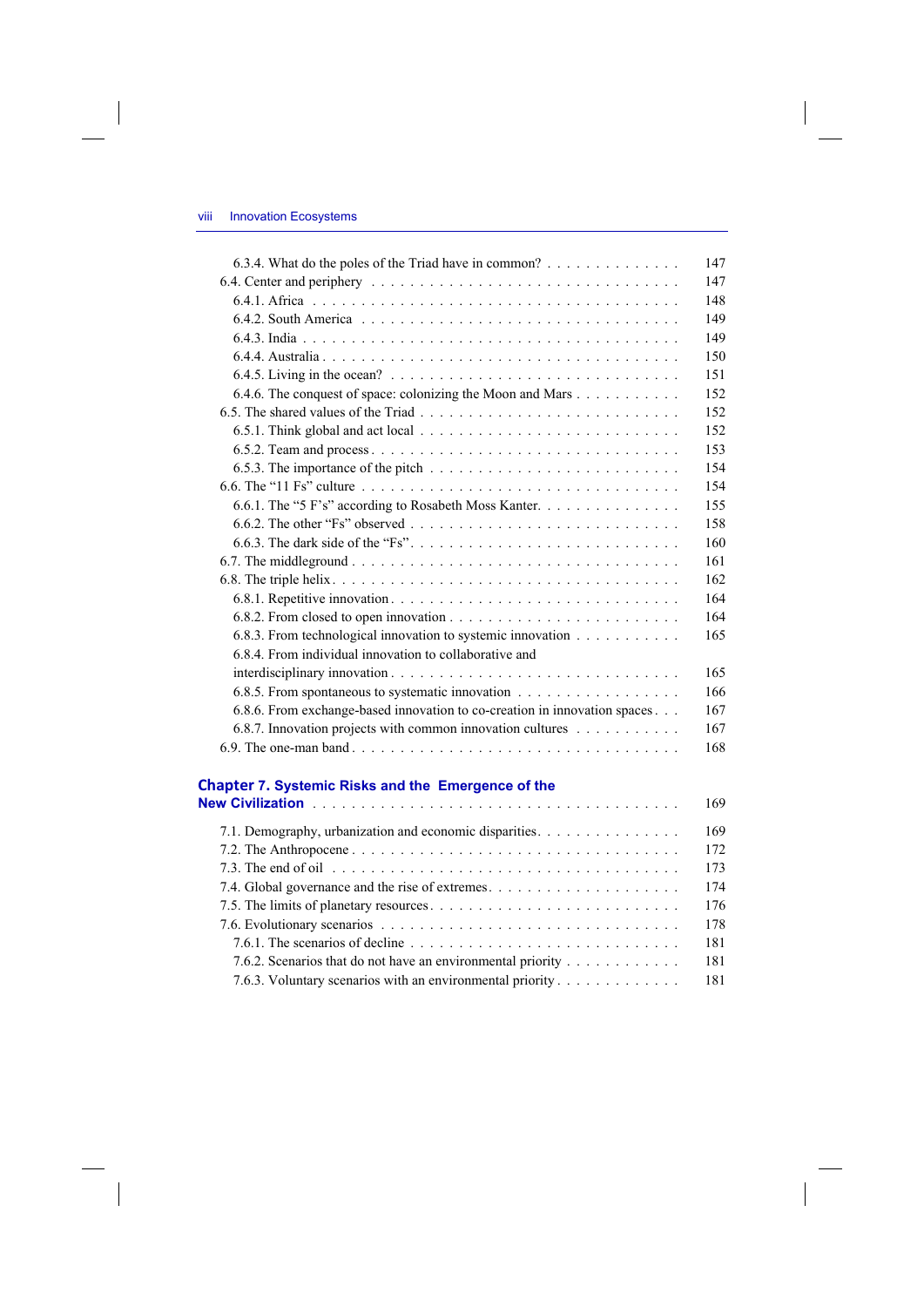6.3.4. What do the poles of the Triad have in common? . . . . . . . . . . . . . . 147
6.4. Center and periphery . . . . . . . . . . . . . . . . . . . . . . . . . . . . . . 147
6.4.1. Africa . . . . . . . . . . . . . . . . . . . . . . . . . . . . . . . . . . . 148
6.4.2. South America . . . . . . . . . . . . . . . . . . . . . . . . . . . . . . 149
6.4.3. India . . . . . . . . . . . . . . . . . . . . . . . . . . . . . . . . . . . 149
6.4.4. Australia . . . . . . . . . . . . . . . . . . . . . . . . . . . . . . . . . 150
6.4.5. Living in the ocean? . . . . . . . . . . . . . . . . . . . . . . . . . . . 151
6.4.6. The conquest of space: colonizing the Moon and Mars . . . . . . . . . . 152
6.5. The shared values of the Triad . . . . . . . . . . . . . . . . . . . . . . . 152
6.5.1. Think global and act local . . . . . . . . . . . . . . . . . . . . . . . . 152
6.5.2. Team and process . . . . . . . . . . . . . . . . . . . . . . . . . . . . . 153
6.5.3. The importance of the pitch . . . . . . . . . . . . . . . . . . . . . . . 154
6.6. The “11 Fs” culture . . . . . . . . . . . . . . . . . . . . . . . . . . . . . 154
6.6.1. The “5 F’s” according to Rosabeth Moss Kanter. . . . . . . . . . . . . . 155
6.6.2. The other “Fs” observed . . . . . . . . . . . . . . . . . . . . . . . . . 158
6.6.3. The dark side of the “Fs”. . . . . . . . . . . . . . . . . . . . . . . . . 160
6.7. The middleground . . . . . . . . . . . . . . . . . . . . . . . . . . . . . . 161
6.8. The triple helix . . . . . . . . . . . . . . . . . . . . . . . . . . . . . . . 162
6.8.1. Repetitive innovation . . . . . . . . . . . . . . . . . . . . . . . . . . . 164
6.8.2. From closed to open innovation . . . . . . . . . . . . . . . . . . . . . . 164
6.8.3. From technological innovation to systemic innovation . . . . . . . . . . 165
6.8.4. From individual innovation to collaborative and interdisciplinary innovation . . . . . . . . . . . . . . . . . . . . . . . . . . . 165
6.8.5. From spontaneous to systematic innovation . . . . . . . . . . . . . . . . 166
6.8.6. From exchange-based innovation to co-creation in innovation spaces . . . 167
6.8.7. Innovation projects with common innovation cultures . . . . . . . . . . 167
6.9. The one-man band . . . . . . . . . . . . . . . . . . . . . . . . . . . . . . 168

**Chapter 7. Systemic Risks and the Emergence of the New Civilization** . . . . . . . . . . . . . . . . . . . . . . . . . . . . . . . . . . . 169

7.1. Demography, urbanization and economic disparities. . . . . . . . . . . . . . 169
7.2. The Anthropocene . . . . . . . . . . . . . . . . . . . . . . . . . . . . . . 172
7.3. The end of oil . . . . . . . . . . . . . . . . . . . . . . . . . . . . . . . . 173
7.4. Global governance and the rise of extremes. . . . . . . . . . . . . . . . . . 174
7.5. The limits of planetary resources. . . . . . . . . . . . . . . . . . . . . . . 176
7.6. Evolutionary scenarios . . . . . . . . . . . . . . . . . . . . . . . . . . . . 178
7.6.1. The scenarios of decline . . . . . . . . . . . . . . . . . . . . . . . . . 181
7.6.2. Scenarios that do not have an environmental priority . . . . . . . . . . 181
7.6.3. Voluntary scenarios with an environmental priority . . . . . . . . . . . . 181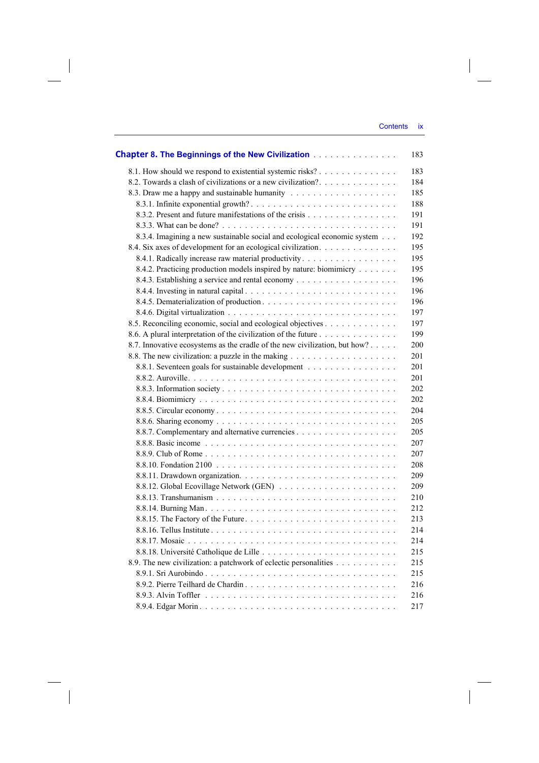**Chapter 8. The Beginnings of the New Civilization** . . . . . . . . . . . . . . . 183

8.1. How should we respond to existential systemic risks? . . . . . . . . . . . . . 183
8.2. Towards a clash of civilizations or a new civilization?. . . . . . . . . . . . . 184
8.3. Draw me a happy and sustainable humanity . . . . . . . . . . . . . . . . . . 185
  8.3.1. Infinite exponential growth? . . . . . . . . . . . . . . . . . . . . . . . . 188
  8.3.2. Present and future manifestations of the crisis . . . . . . . . . . . . . . . 191
  8.3.3. What can be done? . . . . . . . . . . . . . . . . . . . . . . . . . . . . . 191
  8.3.4. Imagining a new sustainable social and ecological economic system . . . 192
8.4. Six axes of development for an ecological civilization. . . . . . . . . . . . . 195
  8.4.1. Radically increase raw material productivity . . . . . . . . . . . . . . . . 195
  8.4.2. Practicing production models inspired by nature: biomimicry . . . . . . . 195
  8.4.3. Establishing a service and rental economy . . . . . . . . . . . . . . . . . 196
  8.4.4. Investing in natural capital . . . . . . . . . . . . . . . . . . . . . . . . . 196
  8.4.5. Dematerialization of production . . . . . . . . . . . . . . . . . . . . . . . 196
  8.4.6. Digital virtualization . . . . . . . . . . . . . . . . . . . . . . . . . . . . . 197
8.5. Reconciling economic, social and ecological objectives . . . . . . . . . . . . 197
8.6. A plural interpretation of the civilization of the future . . . . . . . . . . . . . 199
8.7. Innovative ecosystems as the cradle of the new civilization, but how? . . . . . 200
8.8. The new civilization: a puzzle in the making . . . . . . . . . . . . . . . . . . 201
  8.8.1. Seventeen goals for sustainable development . . . . . . . . . . . . . . . . 201
  8.8.2. Auroville. . . . . . . . . . . . . . . . . . . . . . . . . . . . . . . . . . . 201
  8.8.3. Information society . . . . . . . . . . . . . . . . . . . . . . . . . . . . . 202
  8.8.4. Biomimicry . . . . . . . . . . . . . . . . . . . . . . . . . . . . . . . . . 202
  8.8.5. Circular economy . . . . . . . . . . . . . . . . . . . . . . . . . . . . . . 204
  8.8.6. Sharing economy . . . . . . . . . . . . . . . . . . . . . . . . . . . . . . 205
  8.8.7. Complementary and alternative currencies . . . . . . . . . . . . . . . . . 205
  8.8.8. Basic income . . . . . . . . . . . . . . . . . . . . . . . . . . . . . . . . 207
  8.8.9. Club of Rome . . . . . . . . . . . . . . . . . . . . . . . . . . . . . . . . 207
  8.8.10. Fondation 2100 . . . . . . . . . . . . . . . . . . . . . . . . . . . . . . 208
  8.8.11. Drawdown organization. . . . . . . . . . . . . . . . . . . . . . . . . . . 209
  8.8.12. Global Ecovillage Network (GEN) . . . . . . . . . . . . . . . . . . . . . 209
  8.8.13. Transhumanism . . . . . . . . . . . . . . . . . . . . . . . . . . . . . . 210
  8.8.14. Burning Man . . . . . . . . . . . . . . . . . . . . . . . . . . . . . . . . 212
  8.8.15. The Factory of the Future . . . . . . . . . . . . . . . . . . . . . . . . . 213
  8.8.16. Tellus Institute . . . . . . . . . . . . . . . . . . . . . . . . . . . . . . . 214
  8.8.17. Mosaic . . . . . . . . . . . . . . . . . . . . . . . . . . . . . . . . . . . 214
  8.8.18. Université Catholique de Lille . . . . . . . . . . . . . . . . . . . . . . . 215
8.9. The new civilization: a patchwork of eclectic personalities . . . . . . . . . . . 215
  8.9.1. Sri Aurobindo . . . . . . . . . . . . . . . . . . . . . . . . . . . . . . . . 215
  8.9.2. Pierre Teilhard de Chardin . . . . . . . . . . . . . . . . . . . . . . . . . . 216
  8.9.3. Alvin Toffler . . . . . . . . . . . . . . . . . . . . . . . . . . . . . . . . . 216
  8.9.4. Edgar Morin . . . . . . . . . . . . . . . . . . . . . . . . . . . . . . . . . 217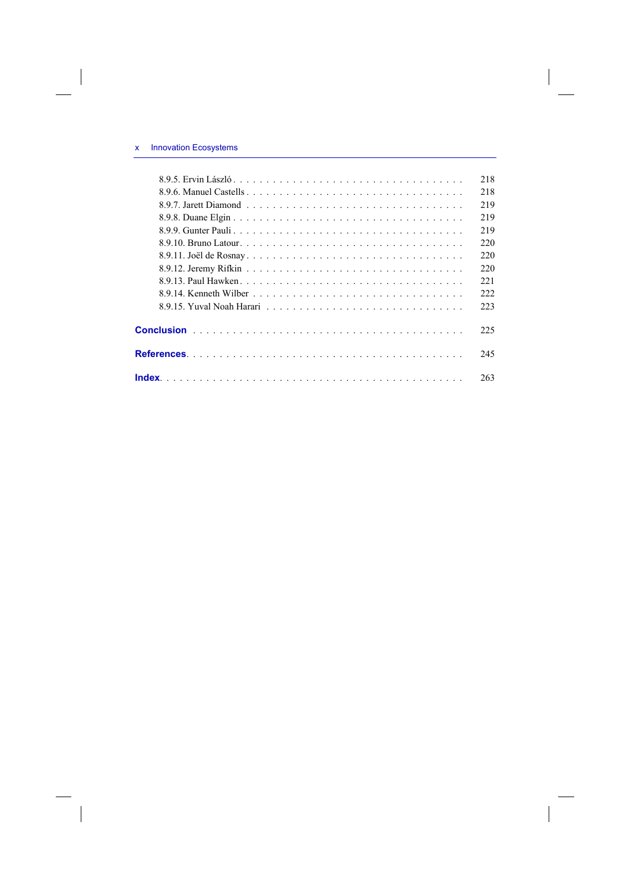8.9.5. Ervin László . . . . . . . . . . 218
8.9.6. Manuel Castells . . . . . . . . . . 218
8.9.7. Jarett Diamond . . . . . . . . . . 219
8.9.8. Duane Elgin . . . . . . . . . . 219
8.9.9. Gunter Pauli . . . . . . . . . . 219
8.9.10. Bruno Latour . . . . . . . . . . 220
8.9.11. Joël de Rosnay . . . . . . . . . . 220
8.9.12. Jeremy Rifkin . . . . . . . . . . 220
8.9.13. Paul Hawken . . . . . . . . . . 221
8.9.14. Kenneth Wilber . . . . . . . . . . 222
8.9.15. Yuval Noah Harari . . . . . . . . . . 223

**Conclusion** . . . . . . . . . . 225

**References** . . . . . . . . . . 245

**Index** . . . . . . . . . . 263